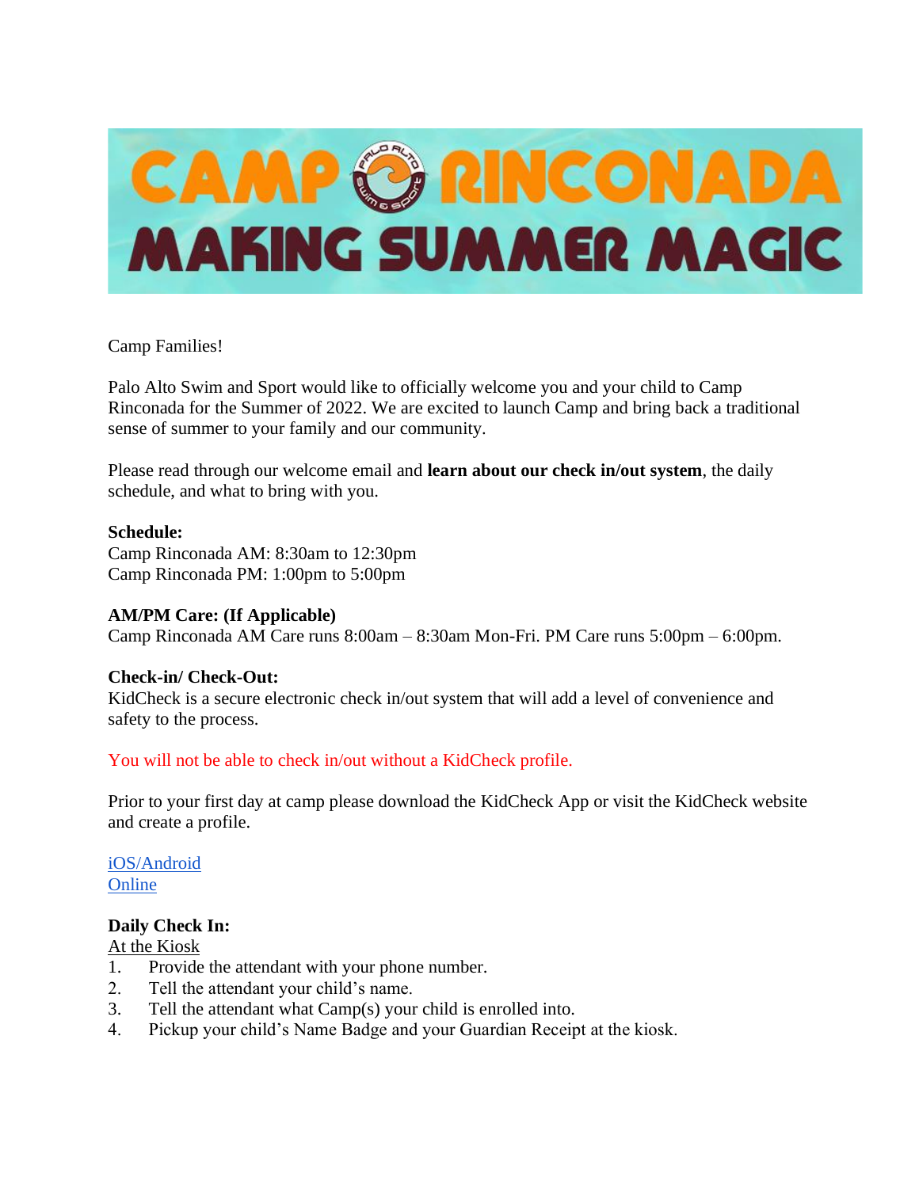# CAMP RINCONADA

## MAKING SUMMER MAGIC

Camp Families!

Palo Alto Swim and Sport would like to officially welcome you and your child to Camp Rinconada for the Summer of 2022. We are excited to launch Camp and bring back a traditional sense of summer to your family and our community.

Please read through our welcome email and **learn about our check in/out system**, the daily schedule, and what to bring with you.

**Schedule:**
Camp Rinconada AM: 8:30am to 12:30pm
Camp Rinconada PM: 1:00pm to 5:00pm

**AM/PM Care: (If Applicable)**
Camp Rinconada AM Care runs 8:00am – 8:30am Mon-Fri. PM Care runs 5:00pm – 6:00pm.

**Check-in/ Check-Out:**
KidCheck is a secure electronic check in/out system that will add a level of convenience and safety to the process.

You will not be able to check in/out without a KidCheck profile.

Prior to your first day at camp please download the KidCheck App or visit the KidCheck website and create a profile.

iOS/Android
Online

**Daily Check In:**
At the Kiosk

1. Provide the attendant with your phone number.
2. Tell the attendant your child's name.
3. Tell the attendant what Camp(s) your child is enrolled into.
4. Pickup your child's Name Badge and your Guardian Receipt at the kiosk.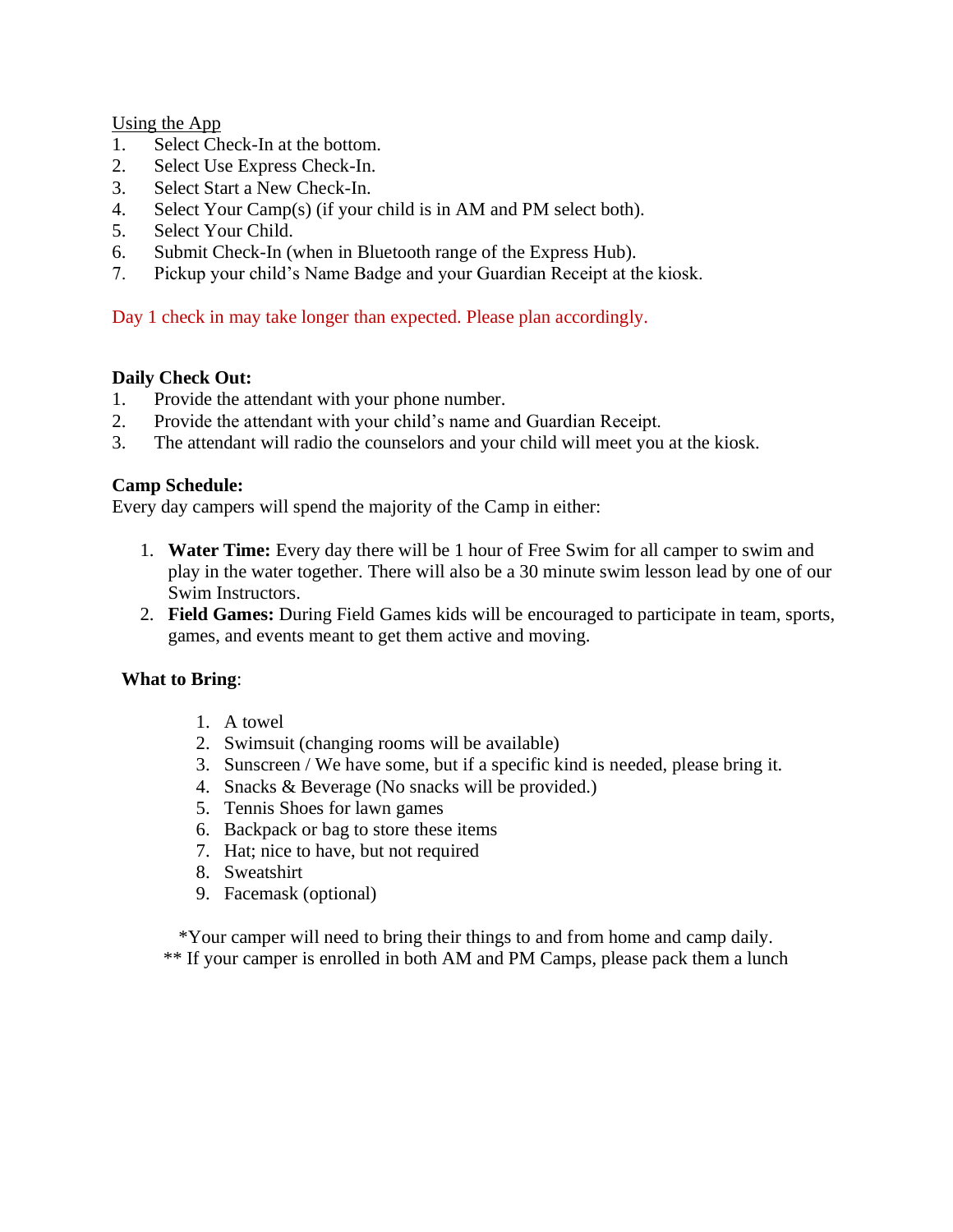Using the App

1. Select Check-In at the bottom.
2. Select Use Express Check-In.
3. Select Start a New Check-In.
4. Select Your Camp(s) (if your child is in AM and PM select both).
5. Select Your Child.
6. Submit Check-In (when in Bluetooth range of the Express Hub).
7. Pickup your child's Name Badge and your Guardian Receipt at the kiosk.

Day 1 check in may take longer than expected. Please plan accordingly.

**Daily Check Out:**

1. Provide the attendant with your phone number.
2. Provide the attendant with your child's name and Guardian Receipt.
3. The attendant will radio the counselors and your child will meet you at the kiosk.

**Camp Schedule:**

Every day campers will spend the majority of the Camp in either:

1. **Water Time:** Every day there will be 1 hour of Free Swim for all camper to swim and play in the water together. There will also be a 30 minute swim lesson lead by one of our Swim Instructors.
2. **Field Games:** During Field Games kids will be encouraged to participate in team, sports, games, and events meant to get them active and moving.

**What to Bring**:

1. A towel
2. Swimsuit (changing rooms will be available)
3. Sunscreen / We have some, but if a specific kind is needed, please bring it.
4. Snacks & Beverage (No snacks will be provided.)
5. Tennis Shoes for lawn games
6. Backpack or bag to store these items
7. Hat; nice to have, but not required
8. Sweatshirt
9. Facemask (optional)

*Your camper will need to bring their things to and from home and camp daily.

** If your camper is enrolled in both AM and PM Camps, please pack them a lunch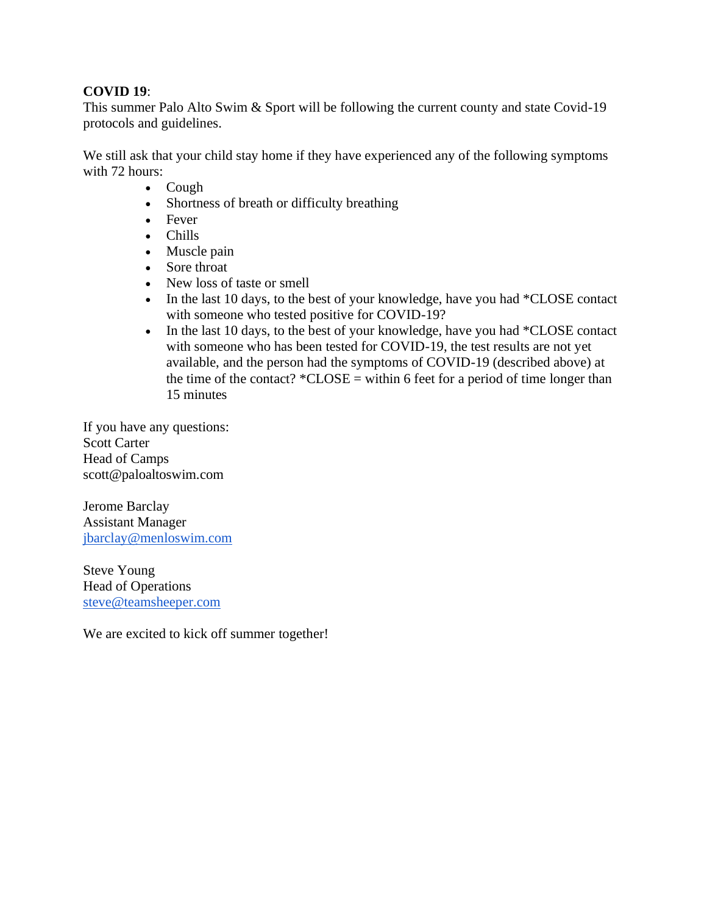**COVID 19**:
This summer Palo Alto Swim & Sport will be following the current county and state Covid-19 protocols and guidelines.

We still ask that your child stay home if they have experienced any of the following symptoms with 72 hours:

- Cough
- Shortness of breath or difficulty breathing
- Fever
- Chills
- Muscle pain
- Sore throat
- New loss of taste or smell
- In the last 10 days, to the best of your knowledge, have you had *CLOSE contact with someone who tested positive for COVID-19?
- In the last 10 days, to the best of your knowledge, have you had *CLOSE contact with someone who has been tested for COVID-19, the test results are not yet available, and the person had the symptoms of COVID-19 (described above) at the time of the contact? *CLOSE = within 6 feet for a period of time longer than 15 minutes

If you have any questions:
Scott Carter
Head of Camps
scott@paloaltoswim.com

Jerome Barclay
Assistant Manager
jbarclay@menloswim.com

Steve Young
Head of Operations
steve@teamsheeper.com

We are excited to kick off summer together!